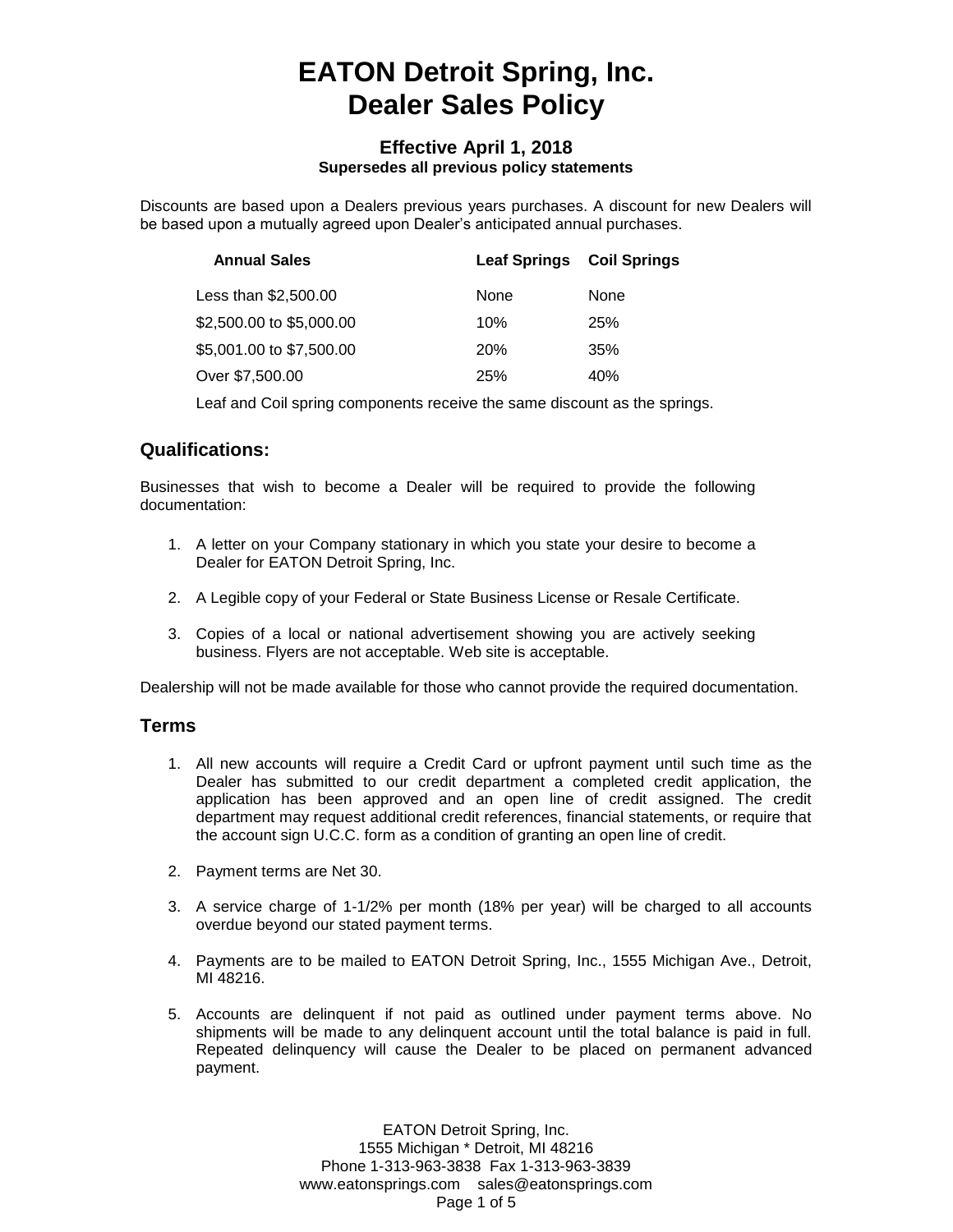# EATON Detroit Spring, Inc.
# Dealer Sales Policy

### Effective April 1, 2018
**Supersedes all previous policy statements**

Discounts are based upon a Dealers previous years purchases. A discount for new Dealers will be based upon a mutually agreed upon Dealer's anticipated annual purchases.

| Annual Sales | Leaf Springs | Coil Springs |
|---|---|---|
| Less than $2,500.00 | None | None |
| $2,500.00 to $5,000.00 | 10% | 25% |
| $5,001.00 to $7,500.00 | 20% | 35% |
| Over $7,500.00 | 25% | 40% |

Leaf and Coil spring components receive the same discount as the springs.

## Qualifications:

Businesses that wish to become a Dealer will be required to provide the following documentation:

1. A letter on your Company stationary in which you state your desire to become a Dealer for EATON Detroit Spring, Inc.

2. A Legible copy of your Federal or State Business License or Resale Certificate.

3. Copies of a local or national advertisement showing you are actively seeking business. Flyers are not acceptable. Web site is acceptable.

Dealership will not be made available for those who cannot provide the required documentation.

## Terms

1. All new accounts will require a Credit Card or upfront payment until such time as the Dealer has submitted to our credit department a completed credit application, the application has been approved and an open line of credit assigned. The credit department may request additional credit references, financial statements, or require that the account sign U.C.C. form as a condition of granting an open line of credit.

2. Payment terms are Net 30.

3. A service charge of 1-1/2% per month (18% per year) will be charged to all accounts overdue beyond our stated payment terms.

4. Payments are to be mailed to EATON Detroit Spring, Inc., 1555 Michigan Ave., Detroit, MI 48216.

5. Accounts are delinquent if not paid as outlined under payment terms above. No shipments will be made to any delinquent account until the total balance is paid in full. Repeated delinquency will cause the Dealer to be placed on permanent advanced payment.

EATON Detroit Spring, Inc.
1555 Michigan * Detroit, MI 48216
Phone 1-313-963-3838 Fax 1-313-963-3839
www.eatonsprings.com sales@eatonsprings.com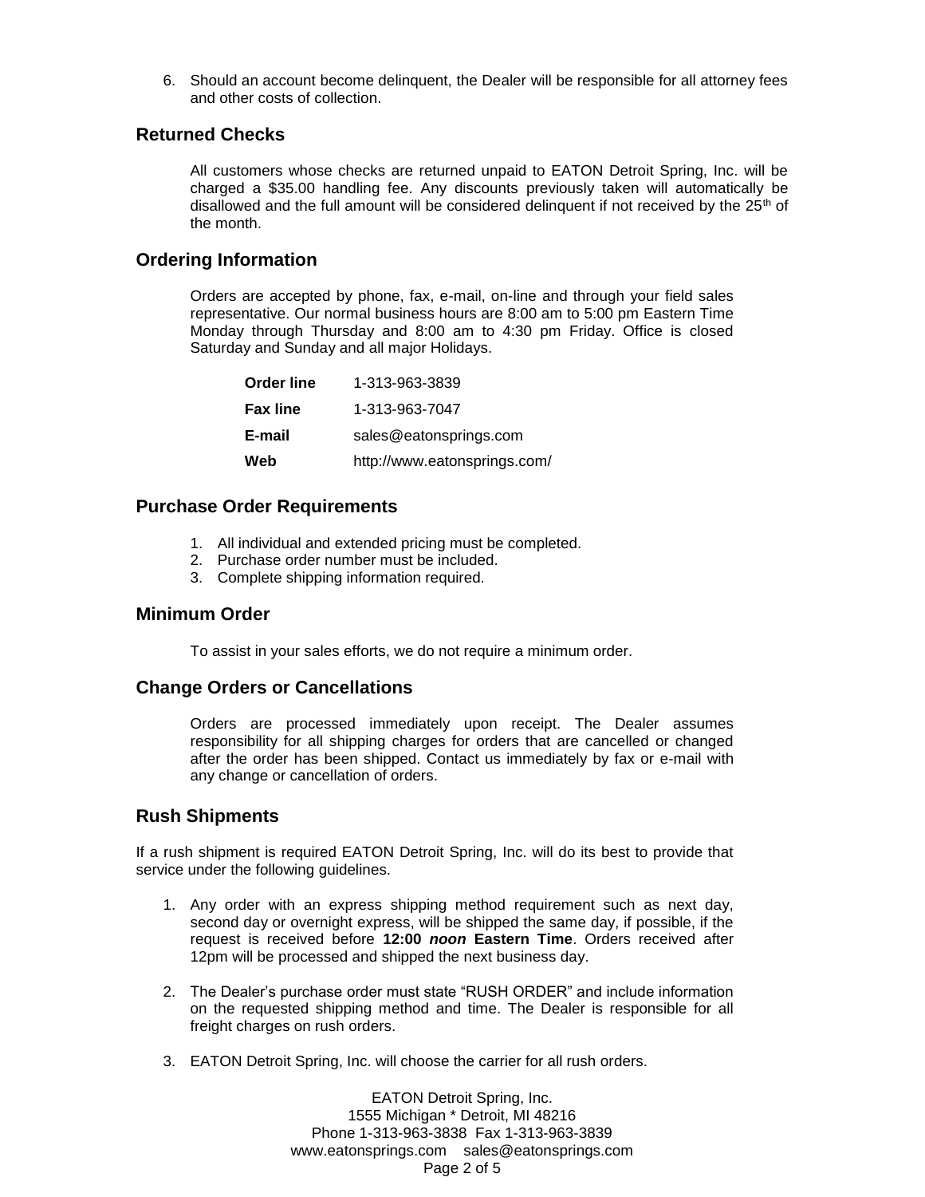6. Should an account become delinquent, the Dealer will be responsible for all attorney fees and other costs of collection.

## Returned Checks

All customers whose checks are returned unpaid to EATON Detroit Spring, Inc. will be charged a $35.00 handling fee. Any discounts previously taken will automatically be disallowed and the full amount will be considered delinquent if not received by the 25th of the month.

## Ordering Information

Orders are accepted by phone, fax, e-mail, on-line and through your field sales representative. Our normal business hours are 8:00 am to 5:00 pm Eastern Time Monday through Thursday and 8:00 am to 4:30 pm Friday. Office is closed Saturday and Sunday and all major Holidays.

| | |
|---|---|
| **Order line** | 1-313-963-3839 |
| **Fax line** | 1-313-963-7047 |
| **E-mail** | sales@eatonsprings.com |
| **Web** | http://www.eatonsprings.com/ |

## Purchase Order Requirements

1. All individual and extended pricing must be completed.
2. Purchase order number must be included.
3. Complete shipping information required.

## Minimum Order

To assist in your sales efforts, we do not require a minimum order.

## Change Orders or Cancellations

Orders are processed immediately upon receipt. The Dealer assumes responsibility for all shipping charges for orders that are cancelled or changed after the order has been shipped. Contact us immediately by fax or e-mail with any change or cancellation of orders.

## Rush Shipments

If a rush shipment is required EATON Detroit Spring, Inc. will do its best to provide that service under the following guidelines.

1. Any order with an express shipping method requirement such as next day, second day or overnight express, will be shipped the same day, if possible, if the request is received before **12:00 *noon* Eastern Time**. Orders received after 12pm will be processed and shipped the next business day.

2. The Dealer's purchase order must state "RUSH ORDER" and include information on the requested shipping method and time. The Dealer is responsible for all freight charges on rush orders.

3. EATON Detroit Spring, Inc. will choose the carrier for all rush orders.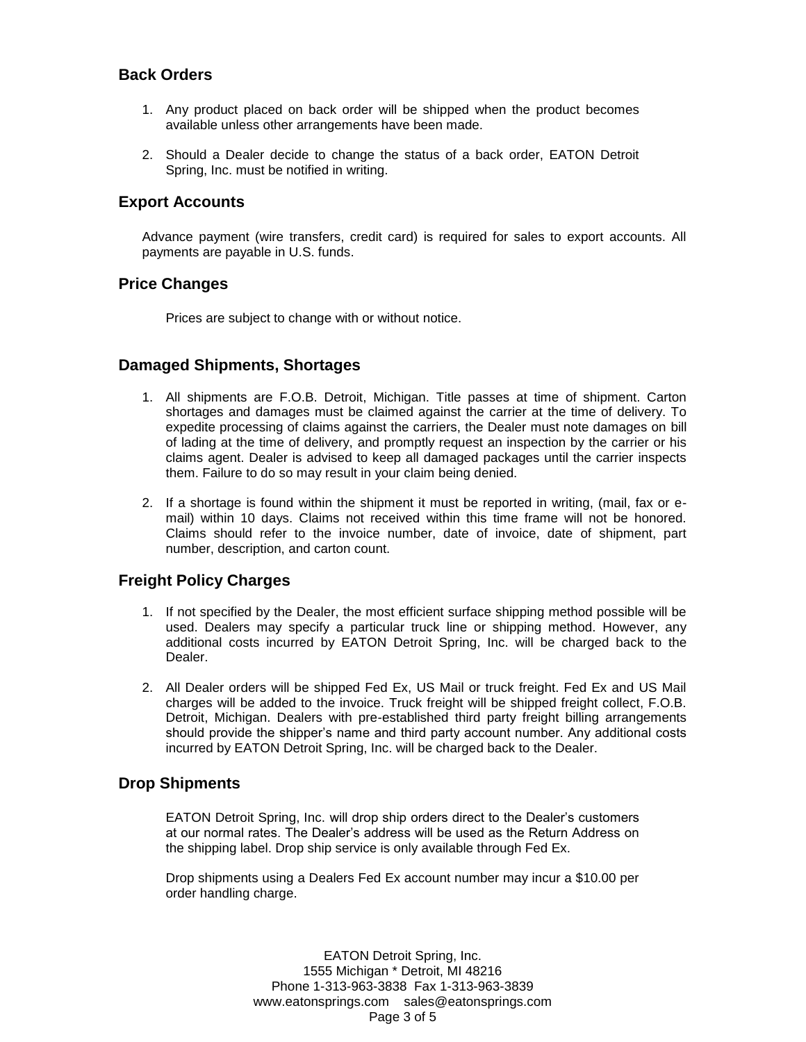## Back Orders

1. Any product placed on back order will be shipped when the product becomes available unless other arrangements have been made.

2. Should a Dealer decide to change the status of a back order, EATON Detroit Spring, Inc. must be notified in writing.

## Export Accounts

Advance payment (wire transfers, credit card) is required for sales to export accounts. All payments are payable in U.S. funds.

## Price Changes

Prices are subject to change with or without notice.

## Damaged Shipments, Shortages

1. All shipments are F.O.B. Detroit, Michigan. Title passes at time of shipment. Carton shortages and damages must be claimed against the carrier at the time of delivery. To expedite processing of claims against the carriers, the Dealer must note damages on bill of lading at the time of delivery, and promptly request an inspection by the carrier or his claims agent. Dealer is advised to keep all damaged packages until the carrier inspects them. Failure to do so may result in your claim being denied.

2. If a shortage is found within the shipment it must be reported in writing, (mail, fax or e-mail) within 10 days. Claims not received within this time frame will not be honored. Claims should refer to the invoice number, date of invoice, date of shipment, part number, description, and carton count.

## Freight Policy Charges

1. If not specified by the Dealer, the most efficient surface shipping method possible will be used. Dealers may specify a particular truck line or shipping method. However, any additional costs incurred by EATON Detroit Spring, Inc. will be charged back to the Dealer.

2. All Dealer orders will be shipped Fed Ex, US Mail or truck freight. Fed Ex and US Mail charges will be added to the invoice. Truck freight will be shipped freight collect, F.O.B. Detroit, Michigan. Dealers with pre-established third party freight billing arrangements should provide the shipper's name and third party account number. Any additional costs incurred by EATON Detroit Spring, Inc. will be charged back to the Dealer.

## Drop Shipments

EATON Detroit Spring, Inc. will drop ship orders direct to the Dealer's customers at our normal rates. The Dealer's address will be used as the Return Address on the shipping label. Drop ship service is only available through Fed Ex.

Drop shipments using a Dealers Fed Ex account number may incur a $10.00 per order handling charge.

EATON Detroit Spring, Inc.
1555 Michigan * Detroit, MI 48216
Phone 1-313-963-3838 Fax 1-313-963-3839
www.eatonsprings.com sales@eatonsprings.com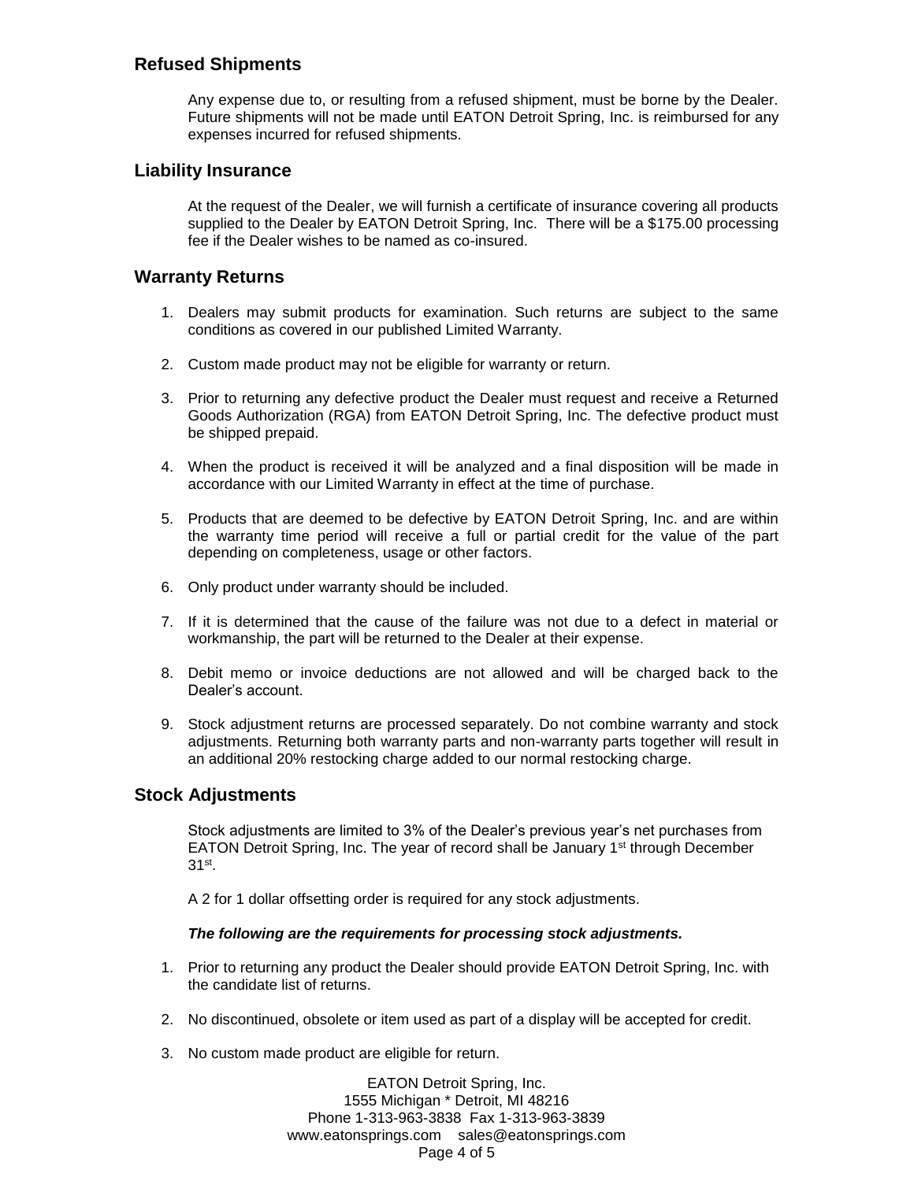## Refused Shipments

Any expense due to, or resulting from a refused shipment, must be borne by the Dealer. Future shipments will not be made until EATON Detroit Spring, Inc. is reimbursed for any expenses incurred for refused shipments.

## Liability Insurance

At the request of the Dealer, we will furnish a certificate of insurance covering all products supplied to the Dealer by EATON Detroit Spring, Inc. There will be a $175.00 processing fee if the Dealer wishes to be named as co-insured.

## Warranty Returns

1. Dealers may submit products for examination. Such returns are subject to the same conditions as covered in our published Limited Warranty.
2. Custom made product may not be eligible for warranty or return.
3. Prior to returning any defective product the Dealer must request and receive a Returned Goods Authorization (RGA) from EATON Detroit Spring, Inc. The defective product must be shipped prepaid.
4. When the product is received it will be analyzed and a final disposition will be made in accordance with our Limited Warranty in effect at the time of purchase.
5. Products that are deemed to be defective by EATON Detroit Spring, Inc. and are within the warranty time period will receive a full or partial credit for the value of the part depending on completeness, usage or other factors.
6. Only product under warranty should be included.
7. If it is determined that the cause of the failure was not due to a defect in material or workmanship, the part will be returned to the Dealer at their expense.
8. Debit memo or invoice deductions are not allowed and will be charged back to the Dealer's account.
9. Stock adjustment returns are processed separately. Do not combine warranty and stock adjustments. Returning both warranty parts and non-warranty parts together will result in an additional 20% restocking charge added to our normal restocking charge.

## Stock Adjustments

Stock adjustments are limited to 3% of the Dealer's previous year's net purchases from EATON Detroit Spring, Inc. The year of record shall be January 1st through December 31st.

A 2 for 1 dollar offsetting order is required for any stock adjustments.

***The following are the requirements for processing stock adjustments.***

1. Prior to returning any product the Dealer should provide EATON Detroit Spring, Inc. with the candidate list of returns.
2. No discontinued, obsolete or item used as part of a display will be accepted for credit.
3. No custom made product are eligible for return.

EATON Detroit Spring, Inc.
1555 Michigan * Detroit, MI 48216
Phone 1-313-963-3838 Fax 1-313-963-3839
www.eatonsprings.com sales@eatonsprings.com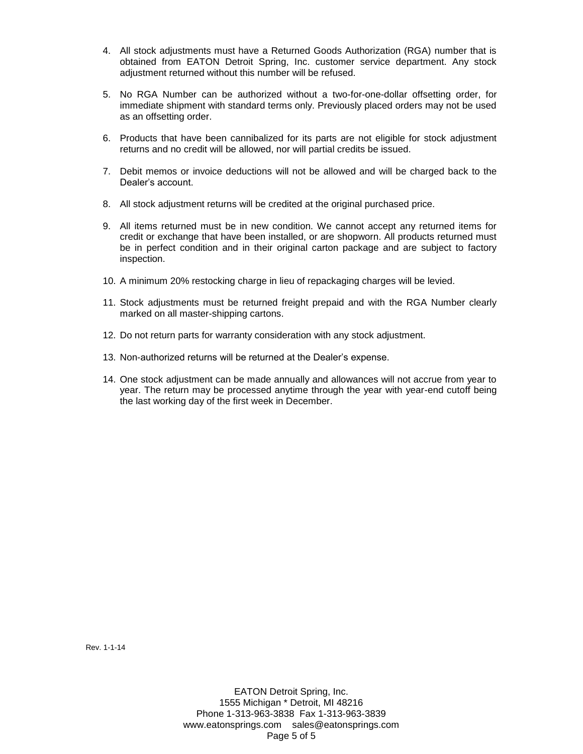4. All stock adjustments must have a Returned Goods Authorization (RGA) number that is obtained from EATON Detroit Spring, Inc. customer service department. Any stock adjustment returned without this number will be refused.

5. No RGA Number can be authorized without a two-for-one-dollar offsetting order, for immediate shipment with standard terms only. Previously placed orders may not be used as an offsetting order.

6. Products that have been cannibalized for its parts are not eligible for stock adjustment returns and no credit will be allowed, nor will partial credits be issued.

7. Debit memos or invoice deductions will not be allowed and will be charged back to the Dealer's account.

8. All stock adjustment returns will be credited at the original purchased price.

9. All items returned must be in new condition. We cannot accept any returned items for credit or exchange that have been installed, or are shopworn. All products returned must be in perfect condition and in their original carton package and are subject to factory inspection.

10. A minimum 20% restocking charge in lieu of repackaging charges will be levied.

11. Stock adjustments must be returned freight prepaid and with the RGA Number clearly marked on all master-shipping cartons.

12. Do not return parts for warranty consideration with any stock adjustment.

13. Non-authorized returns will be returned at the Dealer's expense.

14. One stock adjustment can be made annually and allowances will not accrue from year to year. The return may be processed anytime through the year with year-end cutoff being the last working day of the first week in December.

Rev. 1-1-14

EATON Detroit Spring, Inc.
1555 Michigan * Detroit, MI 48216
Phone 1-313-963-3838 Fax 1-313-963-3839
www.eatonsprings.com sales@eatonsprings.com